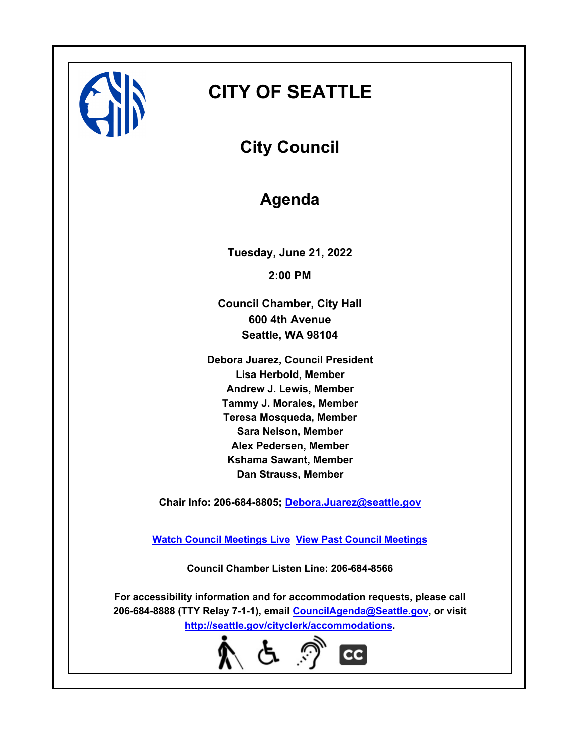# CITY OF SEATTLE

## City Council

## Agenda

**Tuesday, June 21, 2022**

**2:00 PM**

**Council Chamber, City Hall**
**600 4th Avenue**
**Seattle, WA 98104**

**Debora Juarez, Council President**
**Lisa Herbold, Member**
**Andrew J. Lewis, Member**
**Tammy J. Morales, Member**
**Teresa Mosqueda, Member**
**Sara Nelson, Member**
**Alex Pedersen, Member**
**Kshama Sawant, Member**
**Dan Strauss, Member**

**Chair Info: 206-684-8805; Debora.Juarez@seattle.gov**

**Watch Council Meetings Live** **View Past Council Meetings**

**Council Chamber Listen Line: 206-684-8566**

**For accessibility information and for accommodation requests, please call 206-684-8888 (TTY Relay 7-1-1), email CouncilAgenda@Seattle.gov, or visit http://seattle.gov/cityclerk/accommodations.**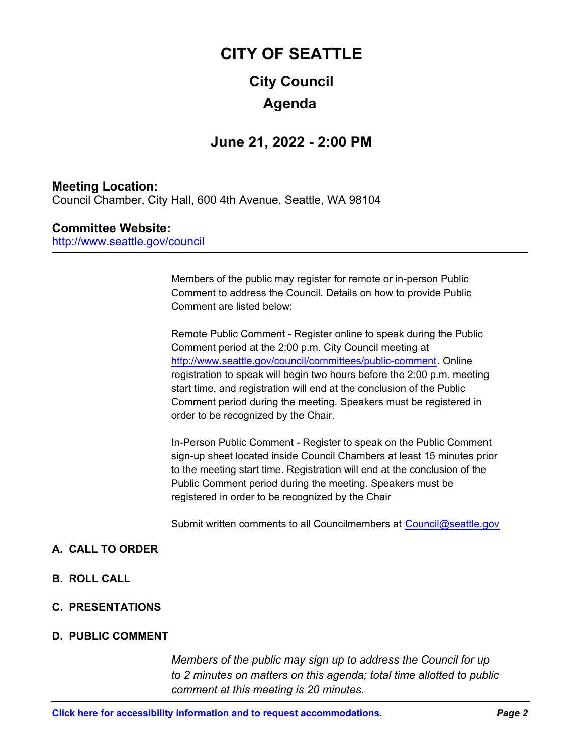# CITY OF SEATTLE

## City Council

## Agenda

## June 21, 2022 - 2:00 PM

**Meeting Location:**
Council Chamber, City Hall, 600 4th Avenue, Seattle, WA 98104

**Committee Website:**
http://www.seattle.gov/council

---

Members of the public may register for remote or in-person Public Comment to address the Council. Details on how to provide Public Comment are listed below:

Remote Public Comment - Register online to speak during the Public Comment period at the 2:00 p.m. City Council meeting at http://www.seattle.gov/council/committees/public-comment. Online registration to speak will begin two hours before the 2:00 p.m. meeting start time, and registration will end at the conclusion of the Public Comment period during the meeting. Speakers must be registered in order to be recognized by the Chair.

In-Person Public Comment - Register to speak on the Public Comment sign-up sheet located inside Council Chambers at least 15 minutes prior to the meeting start time. Registration will end at the conclusion of the Public Comment period during the meeting. Speakers must be registered in order to be recognized by the Chair

Submit written comments to all Councilmembers at Council@seattle.gov

**A. CALL TO ORDER**

**B. ROLL CALL**

**C. PRESENTATIONS**

**D. PUBLIC COMMENT**

*Members of the public may sign up to address the Council for up to 2 minutes on matters on this agenda; total time allotted to public comment at this meeting is 20 minutes.*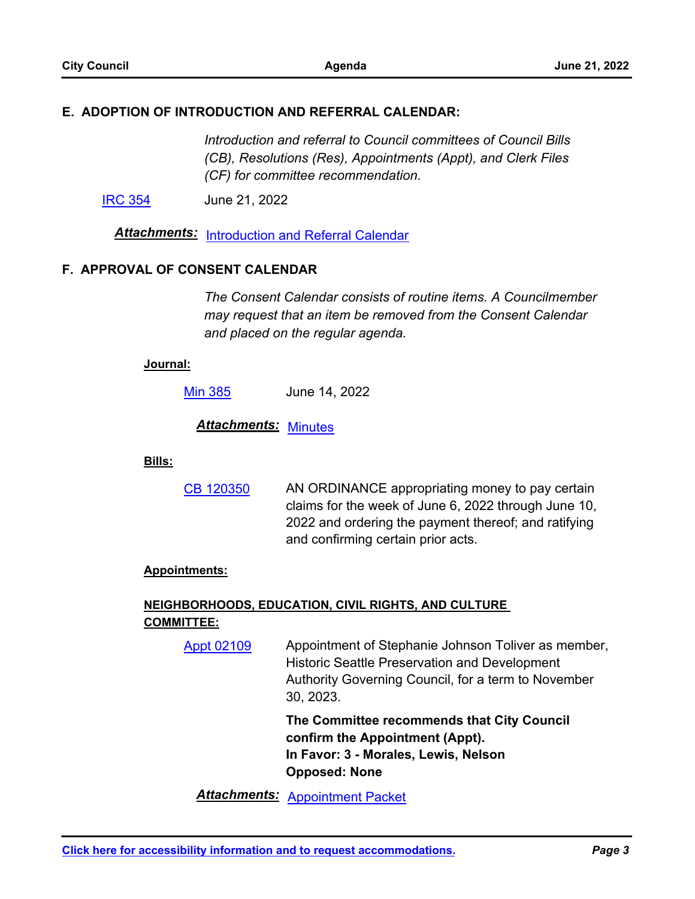## E. ADOPTION OF INTRODUCTION AND REFERRAL CALENDAR:

*Introduction and referral to Council committees of Council Bills (CB), Resolutions (Res), Appointments (Appt), and Clerk Files (CF) for committee recommendation.*

IRC 354 June 21, 2022

***Attachments:*** Introduction and Referral Calendar

## F. APPROVAL OF CONSENT CALENDAR

*The Consent Calendar consists of routine items. A Councilmember may request that an item be removed from the Consent Calendar and placed on the regular agenda.*

**Journal:**

Min 385 June 14, 2022

***Attachments:*** Minutes

**Bills:**

CB 120350 AN ORDINANCE appropriating money to pay certain claims for the week of June 6, 2022 through June 10, 2022 and ordering the payment thereof; and ratifying and confirming certain prior acts.

**Appointments:**

**NEIGHBORHOODS, EDUCATION, CIVIL RIGHTS, AND CULTURE COMMITTEE:**

Appt 02109 Appointment of Stephanie Johnson Toliver as member, Historic Seattle Preservation and Development Authority Governing Council, for a term to November 30, 2023.

**The Committee recommends that City Council confirm the Appointment (Appt).**
**In Favor: 3 - Morales, Lewis, Nelson**
**Opposed: None**

***Attachments:*** Appointment Packet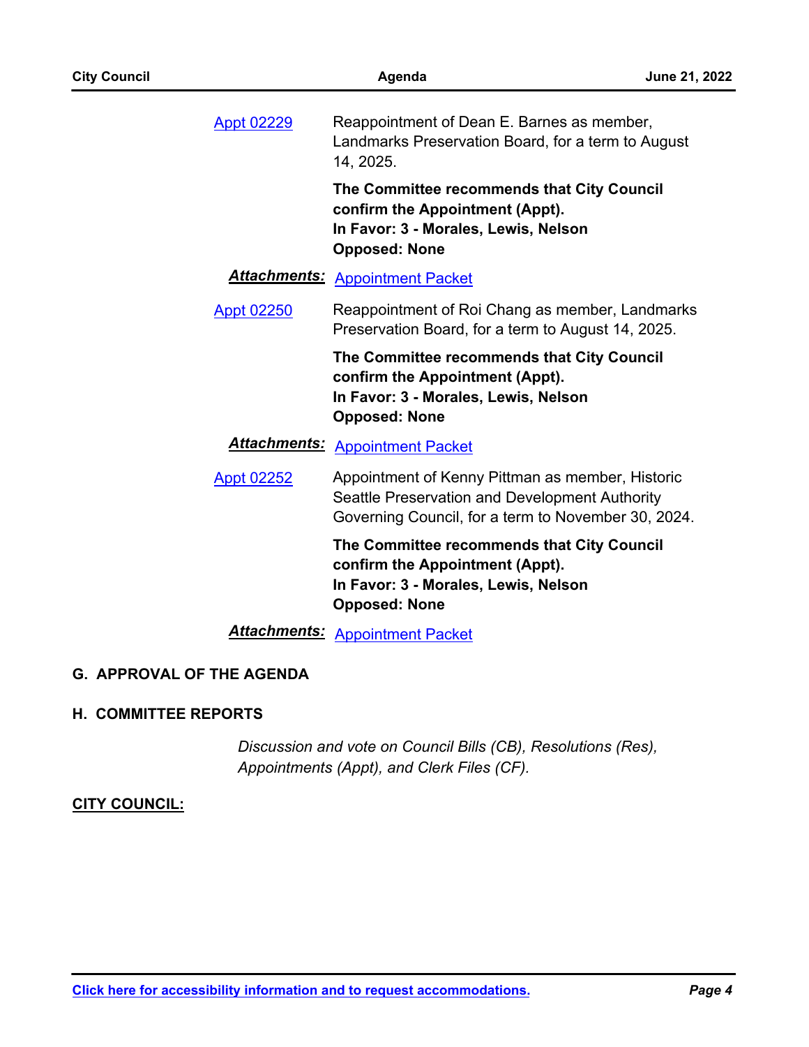[Appt 02229](#) Reappointment of Dean E. Barnes as member, Landmarks Preservation Board, for a term to August 14, 2025.

**The Committee recommends that City Council confirm the Appointment (Appt).**
**In Favor: 3 - Morales, Lewis, Nelson**
**Opposed: None**

***Attachments:*** [Appointment Packet](#)

[Appt 02250](#) Reappointment of Roi Chang as member, Landmarks Preservation Board, for a term to August 14, 2025.

**The Committee recommends that City Council confirm the Appointment (Appt).**
**In Favor: 3 - Morales, Lewis, Nelson**
**Opposed: None**

***Attachments:*** [Appointment Packet](#)

[Appt 02252](#) Appointment of Kenny Pittman as member, Historic Seattle Preservation and Development Authority Governing Council, for a term to November 30, 2024.

**The Committee recommends that City Council confirm the Appointment (Appt).**
**In Favor: 3 - Morales, Lewis, Nelson**
**Opposed: None**

***Attachments:*** [Appointment Packet](#)

## G. APPROVAL OF THE AGENDA

## H. COMMITTEE REPORTS

*Discussion and vote on Council Bills (CB), Resolutions (Res), Appointments (Appt), and Clerk Files (CF).*

**CITY COUNCIL:**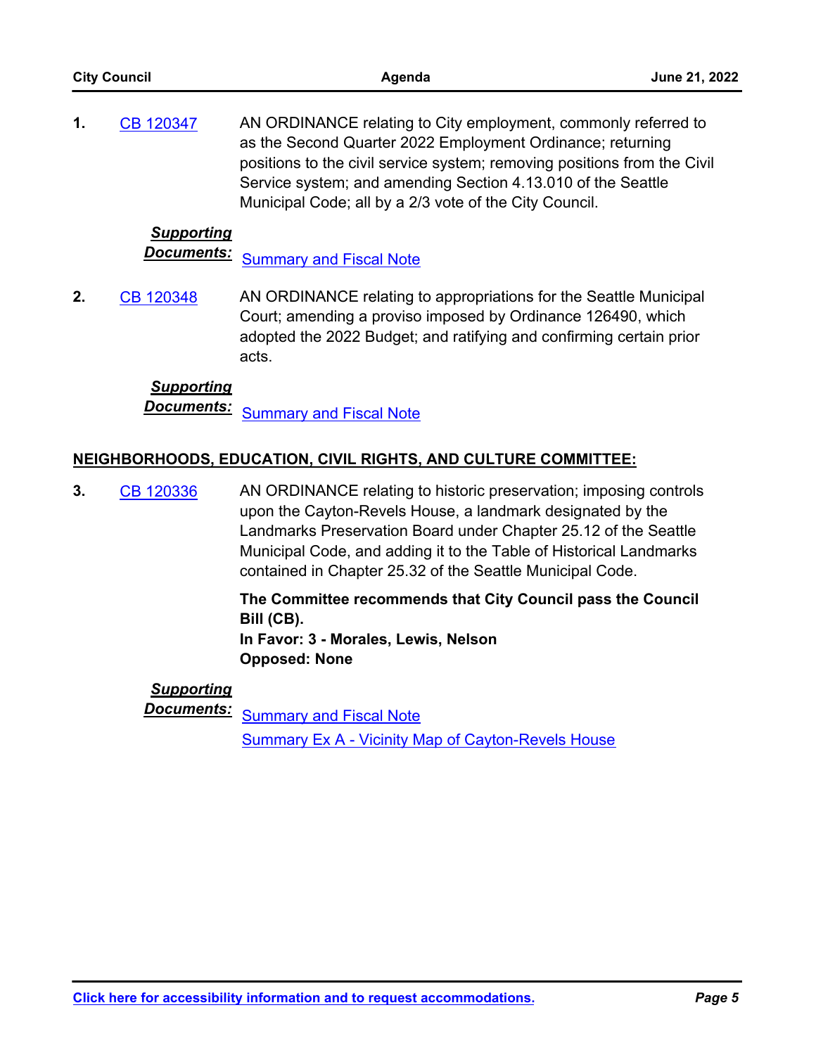**1.** CB 120347 AN ORDINANCE relating to City employment, commonly referred to as the Second Quarter 2022 Employment Ordinance; returning positions to the civil service system; removing positions from the Civil Service system; and amending Section 4.13.010 of the Seattle Municipal Code; all by a 2/3 vote of the City Council.

***Supporting Documents:*** Summary and Fiscal Note

**2.** CB 120348 AN ORDINANCE relating to appropriations for the Seattle Municipal Court; amending a proviso imposed by Ordinance 126490, which adopted the 2022 Budget; and ratifying and confirming certain prior acts.

***Supporting Documents:*** Summary and Fiscal Note

## NEIGHBORHOODS, EDUCATION, CIVIL RIGHTS, AND CULTURE COMMITTEE:

**3.** CB 120336 AN ORDINANCE relating to historic preservation; imposing controls upon the Cayton-Revels House, a landmark designated by the Landmarks Preservation Board under Chapter 25.12 of the Seattle Municipal Code, and adding it to the Table of Historical Landmarks contained in Chapter 25.32 of the Seattle Municipal Code.

**The Committee recommends that City Council pass the Council Bill (CB).**
**In Favor: 3 - Morales, Lewis, Nelson**
**Opposed: None**

***Supporting Documents:*** Summary and Fiscal Note
Summary Ex A - Vicinity Map of Cayton-Revels House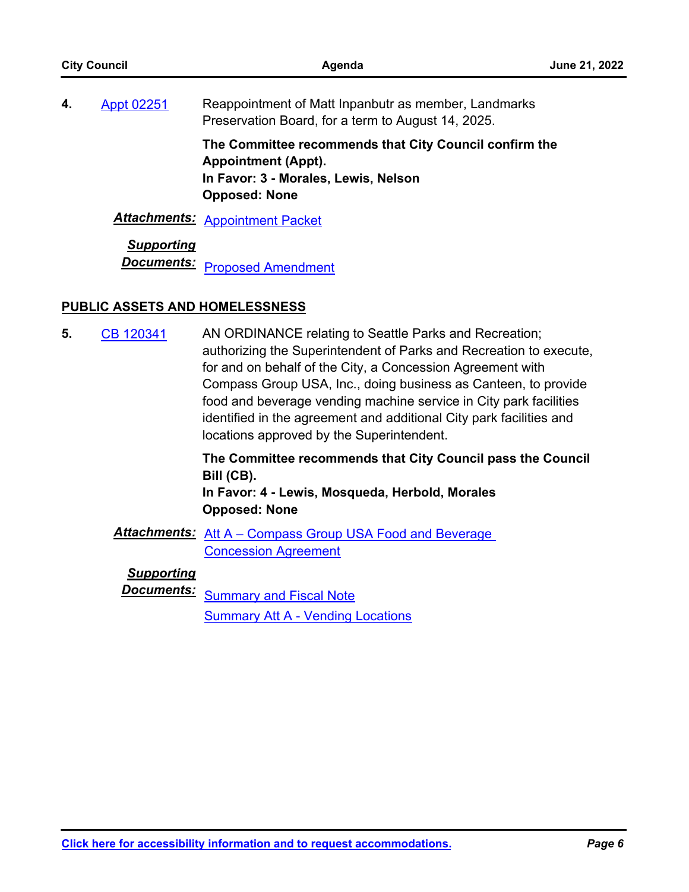**4.** Appt 02251 — Reappointment of Matt Inpanbutr as member, Landmarks Preservation Board, for a term to August 14, 2025.

**The Committee recommends that City Council confirm the Appointment (Appt).**
**In Favor: 3 - Morales, Lewis, Nelson**
**Opposed: None**

***Attachments:*** Appointment Packet

***Supporting Documents:*** Proposed Amendment

## PUBLIC ASSETS AND HOMELESSNESS

**5.** CB 120341 — AN ORDINANCE relating to Seattle Parks and Recreation; authorizing the Superintendent of Parks and Recreation to execute, for and on behalf of the City, a Concession Agreement with Compass Group USA, Inc., doing business as Canteen, to provide food and beverage vending machine service in City park facilities identified in the agreement and additional City park facilities and locations approved by the Superintendent.

**The Committee recommends that City Council pass the Council Bill (CB).**
**In Favor: 4 - Lewis, Mosqueda, Herbold, Morales**
**Opposed: None**

***Attachments:*** Att A – Compass Group USA Food and Beverage Concession Agreement

***Supporting Documents:*** Summary and Fiscal Note
Summary Att A - Vending Locations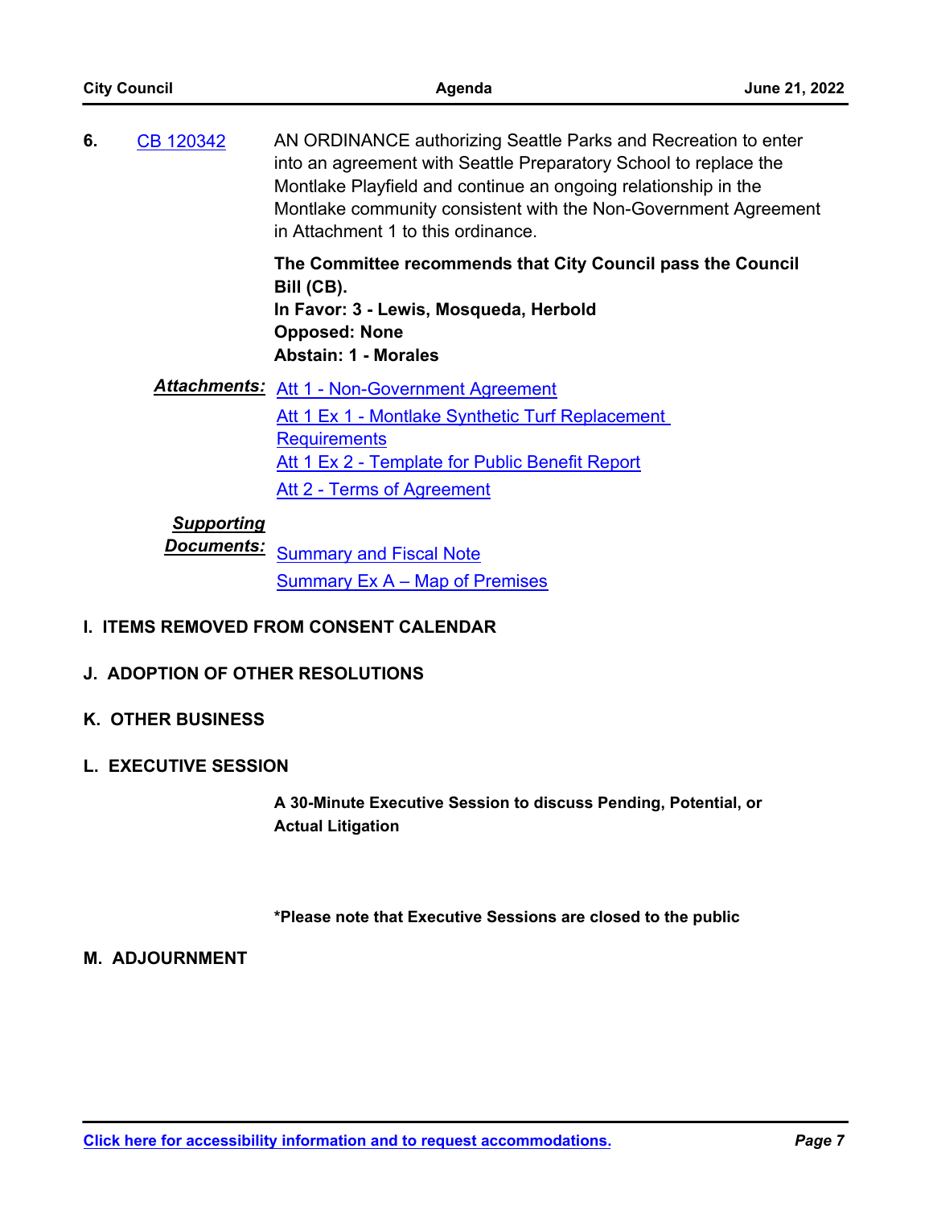**6.** CB 120342 AN ORDINANCE authorizing Seattle Parks and Recreation to enter into an agreement with Seattle Preparatory School to replace the Montlake Playfield and continue an ongoing relationship in the Montlake community consistent with the Non-Government Agreement in Attachment 1 to this ordinance.

**The Committee recommends that City Council pass the Council Bill (CB).**
**In Favor: 3 - Lewis, Mosqueda, Herbold**
**Opposed: None**
**Abstain: 1 - Morales**

***Attachments:*** Att 1 - Non-Government Agreement
Att 1 Ex 1 - Montlake Synthetic Turf Replacement Requirements
Att 1 Ex 2 - Template for Public Benefit Report
Att 2 - Terms of Agreement

***Supporting Documents:*** Summary and Fiscal Note
Summary Ex A – Map of Premises

## I. ITEMS REMOVED FROM CONSENT CALENDAR

## J. ADOPTION OF OTHER RESOLUTIONS

## K. OTHER BUSINESS

## L. EXECUTIVE SESSION

**A 30-Minute Executive Session to discuss Pending, Potential, or Actual Litigation**

**\*Please note that Executive Sessions are closed to the public**

## M. ADJOURNMENT

**Click here for accessibility information and to request accommodations.**